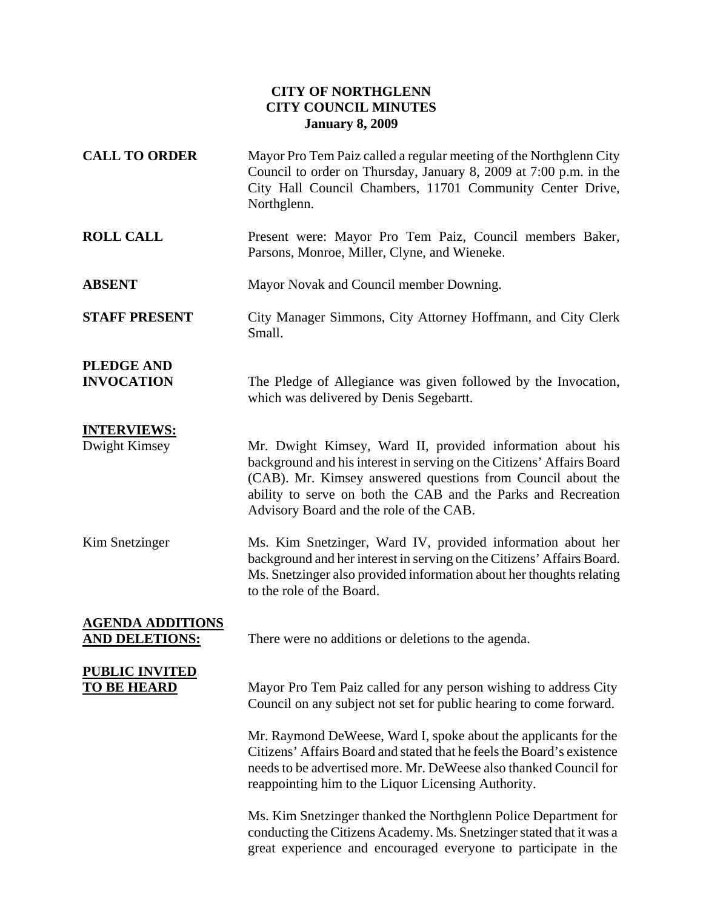**CITY OF NORTHGLENN**
**CITY COUNCIL MINUTES**
**January 8, 2009**

**CALL TO ORDER** Mayor Pro Tem Paiz called a regular meeting of the Northglenn City Council to order on Thursday, January 8, 2009 at 7:00 p.m. in the City Hall Council Chambers, 11701 Community Center Drive, Northglenn.

**ROLL CALL** Present were: Mayor Pro Tem Paiz, Council members Baker, Parsons, Monroe, Miller, Clyne, and Wieneke.

**ABSENT** Mayor Novak and Council member Downing.

**STAFF PRESENT** City Manager Simmons, City Attorney Hoffmann, and City Clerk Small.

**PLEDGE AND INVOCATION** The Pledge of Allegiance was given followed by the Invocation, which was delivered by Denis Segebartt.

**INTERVIEWS:**

Dwight Kimsey — Mr. Dwight Kimsey, Ward II, provided information about his background and his interest in serving on the Citizens' Affairs Board (CAB). Mr. Kimsey answered questions from Council about the ability to serve on both the CAB and the Parks and Recreation Advisory Board and the role of the CAB.

Kim Snetzinger — Ms. Kim Snetzinger, Ward IV, provided information about her background and her interest in serving on the Citizens' Affairs Board. Ms. Snetzinger also provided information about her thoughts relating to the role of the Board.

**AGENDA ADDITIONS AND DELETIONS:** There were no additions or deletions to the agenda.

**PUBLIC INVITED TO BE HEARD** Mayor Pro Tem Paiz called for any person wishing to address City Council on any subject not set for public hearing to come forward.

Mr. Raymond DeWeese, Ward I, spoke about the applicants for the Citizens' Affairs Board and stated that he feels the Board's existence needs to be advertised more. Mr. DeWeese also thanked Council for reappointing him to the Liquor Licensing Authority.

Ms. Kim Snetzinger thanked the Northglenn Police Department for conducting the Citizens Academy. Ms. Snetzinger stated that it was a great experience and encouraged everyone to participate in the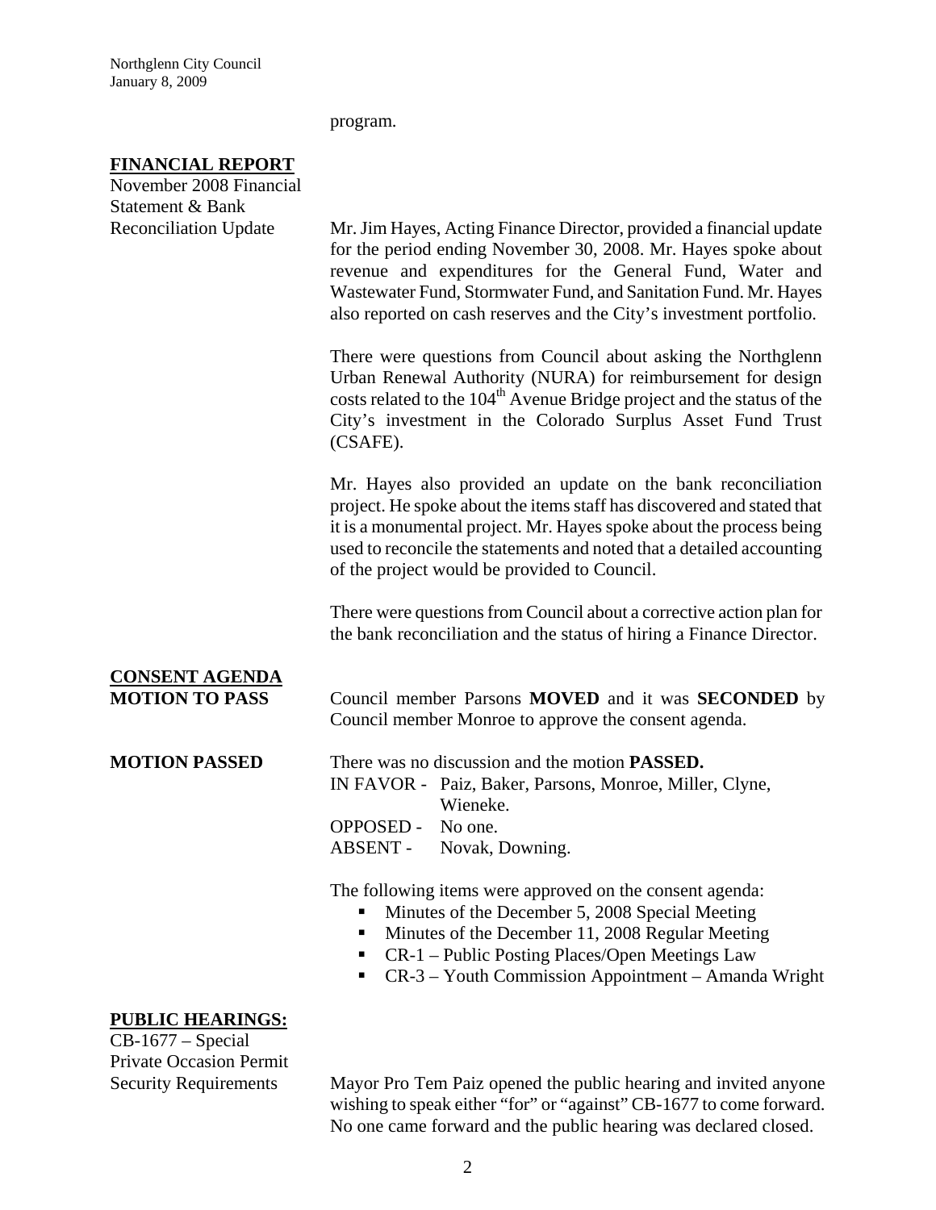program.

## FINANCIAL REPORT

**November 2008 Financial Statement & Bank Reconciliation Update**

Mr. Jim Hayes, Acting Finance Director, provided a financial update for the period ending November 30, 2008. Mr. Hayes spoke about revenue and expenditures for the General Fund, Water and Wastewater Fund, Stormwater Fund, and Sanitation Fund. Mr. Hayes also reported on cash reserves and the City's investment portfolio.

There were questions from Council about asking the Northglenn Urban Renewal Authority (NURA) for reimbursement for design costs related to the 104th Avenue Bridge project and the status of the City's investment in the Colorado Surplus Asset Fund Trust (CSAFE).

Mr. Hayes also provided an update on the bank reconciliation project. He spoke about the items staff has discovered and stated that it is a monumental project. Mr. Hayes spoke about the process being used to reconcile the statements and noted that a detailed accounting of the project would be provided to Council.

There were questions from Council about a corrective action plan for the bank reconciliation and the status of hiring a Finance Director.

## CONSENT AGENDA

**MOTION TO PASS**

Council member Parsons **MOVED** and it was **SECONDED** by Council member Monroe to approve the consent agenda.

**MOTION PASSED**

There was no discussion and the motion **PASSED.**

IN FAVOR - Paiz, Baker, Parsons, Monroe, Miller, Clyne, Wieneke.
OPPOSED - No one.
ABSENT - Novak, Downing.

The following items were approved on the consent agenda:

- Minutes of the December 5, 2008 Special Meeting
- Minutes of the December 11, 2008 Regular Meeting
- CR-1 – Public Posting Places/Open Meetings Law
- CR-3 – Youth Commission Appointment – Amanda Wright

## PUBLIC HEARINGS:

**CB-1677 – Special Private Occasion Permit Security Requirements**

Mayor Pro Tem Paiz opened the public hearing and invited anyone wishing to speak either "for" or "against" CB-1677 to come forward. No one came forward and the public hearing was declared closed.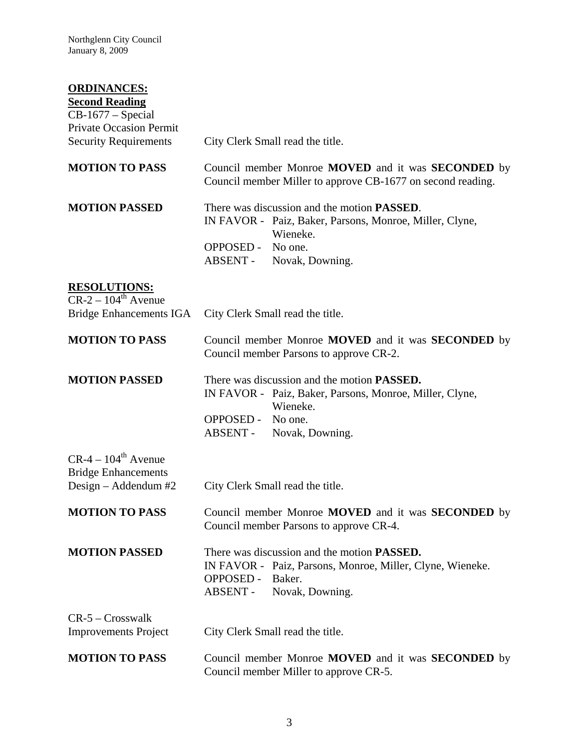**ORDINANCES:**

**Second Reading**

CB-1677 – Special Private Occasion Permit Security Requirements

City Clerk Small read the title.

**MOTION TO PASS**

Council member Monroe **MOVED** and it was **SECONDED** by Council member Miller to approve CB-1677 on second reading.

**MOTION PASSED**

There was discussion and the motion **PASSED**.

IN FAVOR - Paiz, Baker, Parsons, Monroe, Miller, Clyne, Wieneke.
OPPOSED - No one.
ABSENT - Novak, Downing.

**RESOLUTIONS:**

CR-2 – 104th Avenue Bridge Enhancements IGA

City Clerk Small read the title.

**MOTION TO PASS**

Council member Monroe **MOVED** and it was **SECONDED** by Council member Parsons to approve CR-2.

**MOTION PASSED**

There was discussion and the motion **PASSED.**

IN FAVOR - Paiz, Baker, Parsons, Monroe, Miller, Clyne, Wieneke.
OPPOSED - No one.
ABSENT - Novak, Downing.

CR-4 – 104th Avenue Bridge Enhancements Design – Addendum #2

City Clerk Small read the title.

**MOTION TO PASS**

Council member Monroe **MOVED** and it was **SECONDED** by Council member Parsons to approve CR-4.

**MOTION PASSED**

There was discussion and the motion **PASSED.**

IN FAVOR - Paiz, Parsons, Monroe, Miller, Clyne, Wieneke.
OPPOSED - Baker.
ABSENT - Novak, Downing.

CR-5 – Crosswalk Improvements Project

City Clerk Small read the title.

**MOTION TO PASS**

Council member Monroe **MOVED** and it was **SECONDED** by Council member Miller to approve CR-5.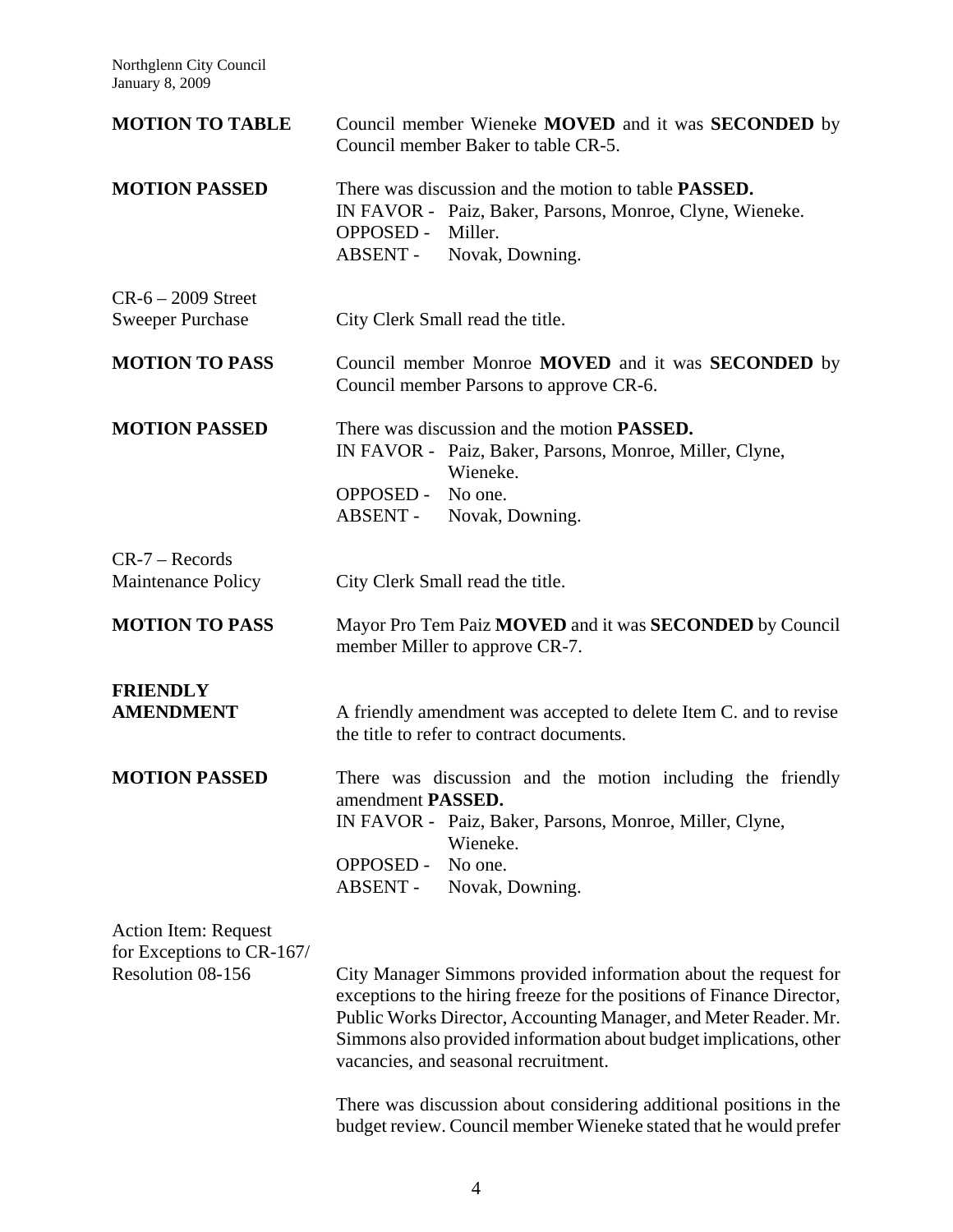**MOTION TO TABLE** Council member Wieneke **MOVED** and it was **SECONDED** by Council member Baker to table CR-5.

**MOTION PASSED** There was discussion and the motion to table **PASSED.**
IN FAVOR - Paiz, Baker, Parsons, Monroe, Clyne, Wieneke.
OPPOSED - Miller.
ABSENT - Novak, Downing.

CR-6 – 2009 Street Sweeper Purchase

City Clerk Small read the title.

**MOTION TO PASS** Council member Monroe **MOVED** and it was **SECONDED** by Council member Parsons to approve CR-6.

**MOTION PASSED** There was discussion and the motion **PASSED.**
IN FAVOR - Paiz, Baker, Parsons, Monroe, Miller, Clyne, Wieneke.
OPPOSED - No one.
ABSENT - Novak, Downing.

CR-7 – Records Maintenance Policy

City Clerk Small read the title.

**MOTION TO PASS** Mayor Pro Tem Paiz **MOVED** and it was **SECONDED** by Council member Miller to approve CR-7.

**FRIENDLY AMENDMENT** A friendly amendment was accepted to delete Item C. and to revise the title to refer to contract documents.

**MOTION PASSED** There was discussion and the motion including the friendly amendment **PASSED.**
IN FAVOR - Paiz, Baker, Parsons, Monroe, Miller, Clyne, Wieneke.
OPPOSED - No one.
ABSENT - Novak, Downing.

Action Item: Request for Exceptions to CR-167/ Resolution 08-156

City Manager Simmons provided information about the request for exceptions to the hiring freeze for the positions of Finance Director, Public Works Director, Accounting Manager, and Meter Reader. Mr. Simmons also provided information about budget implications, other vacancies, and seasonal recruitment.

There was discussion about considering additional positions in the budget review. Council member Wieneke stated that he would prefer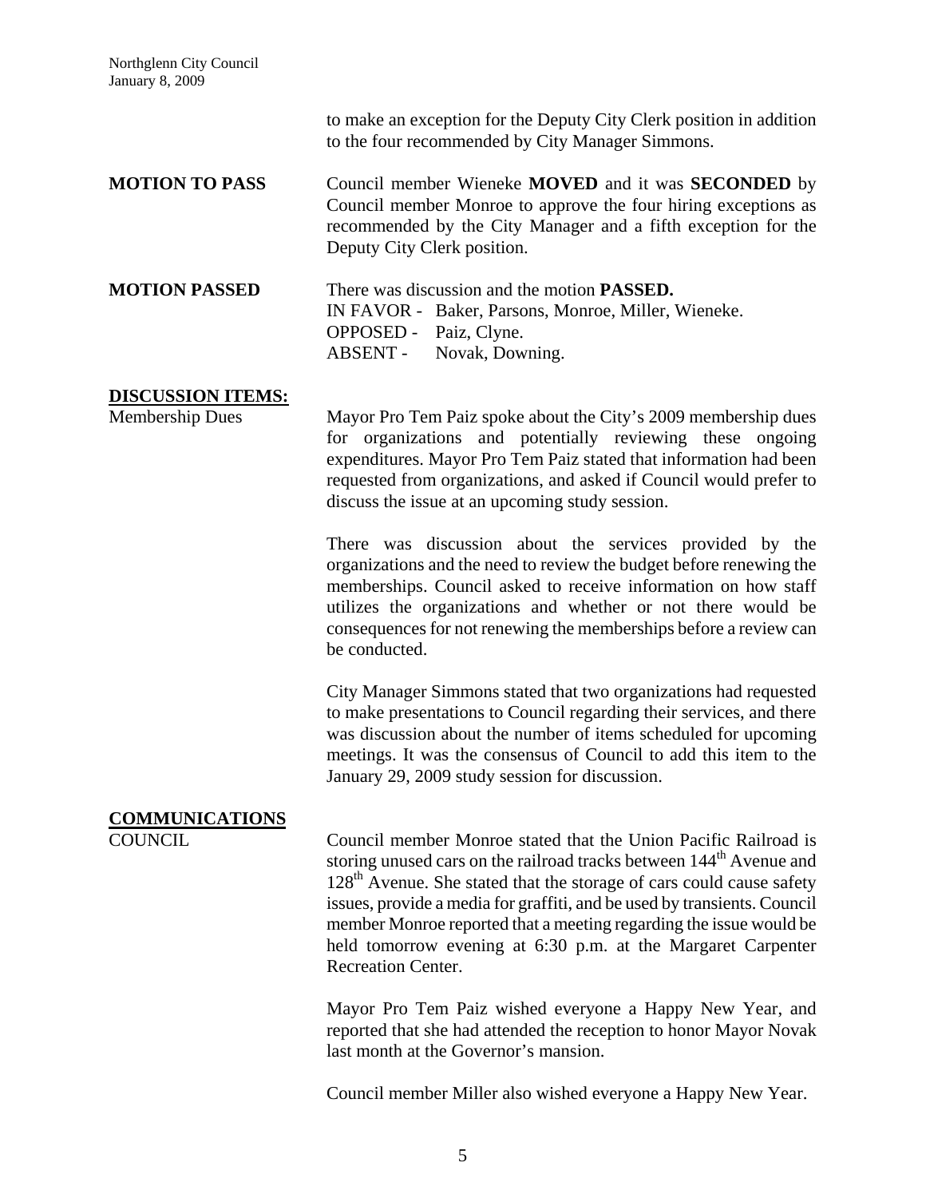to make an exception for the Deputy City Clerk position in addition to the four recommended by City Manager Simmons.

**MOTION TO PASS**

Council member Wieneke **MOVED** and it was **SECONDED** by Council member Monroe to approve the four hiring exceptions as recommended by the City Manager and a fifth exception for the Deputy City Clerk position.

**MOTION PASSED**

There was discussion and the motion **PASSED.**
IN FAVOR - Baker, Parsons, Monroe, Miller, Wieneke.
OPPOSED - Paiz, Clyne.
ABSENT - Novak, Downing.

## DISCUSSION ITEMS:

Membership Dues

Mayor Pro Tem Paiz spoke about the City's 2009 membership dues for organizations and potentially reviewing these ongoing expenditures. Mayor Pro Tem Paiz stated that information had been requested from organizations, and asked if Council would prefer to discuss the issue at an upcoming study session.

There was discussion about the services provided by the organizations and the need to review the budget before renewing the memberships. Council asked to receive information on how staff utilizes the organizations and whether or not there would be consequences for not renewing the memberships before a review can be conducted.

City Manager Simmons stated that two organizations had requested to make presentations to Council regarding their services, and there was discussion about the number of items scheduled for upcoming meetings. It was the consensus of Council to add this item to the January 29, 2009 study session for discussion.

## COMMUNICATIONS

COUNCIL

Council member Monroe stated that the Union Pacific Railroad is storing unused cars on the railroad tracks between 144th Avenue and 128th Avenue. She stated that the storage of cars could cause safety issues, provide a media for graffiti, and be used by transients. Council member Monroe reported that a meeting regarding the issue would be held tomorrow evening at 6:30 p.m. at the Margaret Carpenter Recreation Center.

Mayor Pro Tem Paiz wished everyone a Happy New Year, and reported that she had attended the reception to honor Mayor Novak last month at the Governor's mansion.

Council member Miller also wished everyone a Happy New Year.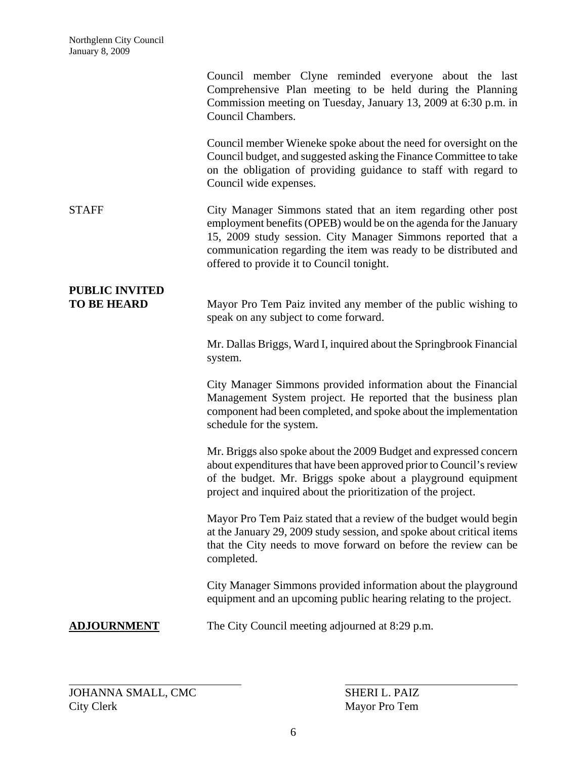Council member Clyne reminded everyone about the last Comprehensive Plan meeting to be held during the Planning Commission meeting on Tuesday, January 13, 2009 at 6:30 p.m. in Council Chambers.

Council member Wieneke spoke about the need for oversight on the Council budget, and suggested asking the Finance Committee to take on the obligation of providing guidance to staff with regard to Council wide expenses.

STAFF

City Manager Simmons stated that an item regarding other post employment benefits (OPEB) would be on the agenda for the January 15, 2009 study session. City Manager Simmons reported that a communication regarding the item was ready to be distributed and offered to provide it to Council tonight.

**PUBLIC INVITED TO BE HEARD**

Mayor Pro Tem Paiz invited any member of the public wishing to speak on any subject to come forward.

Mr. Dallas Briggs, Ward I, inquired about the Springbrook Financial system.

City Manager Simmons provided information about the Financial Management System project. He reported that the business plan component had been completed, and spoke about the implementation schedule for the system.

Mr. Briggs also spoke about the 2009 Budget and expressed concern about expenditures that have been approved prior to Council's review of the budget. Mr. Briggs spoke about a playground equipment project and inquired about the prioritization of the project.

Mayor Pro Tem Paiz stated that a review of the budget would begin at the January 29, 2009 study session, and spoke about critical items that the City needs to move forward on before the review can be completed.

City Manager Simmons provided information about the playground equipment and an upcoming public hearing relating to the project.

**ADJOURNMENT**

The City Council meeting adjourned at 8:29 p.m.

JOHANNA SMALL, CMC
City Clerk

SHERI L. PAIZ
Mayor Pro Tem